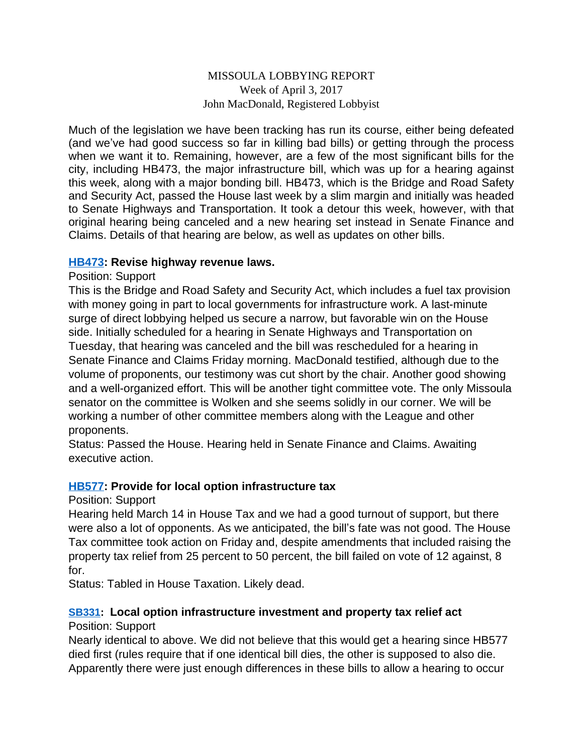MISSOULA LOBBYING REPORT
Week of April 3, 2017
John MacDonald, Registered Lobbyist

Much of the legislation we have been tracking has run its course, either being defeated (and we've had good success so far in killing bad bills) or getting through the process when we want it to. Remaining, however, are a few of the most significant bills for the city, including HB473, the major infrastructure bill, which was up for a hearing against this week, along with a major bonding bill. HB473, which is the Bridge and Road Safety and Security Act, passed the House last week by a slim margin and initially was headed to Senate Highways and Transportation. It took a detour this week, however, with that original hearing being canceled and a new hearing set instead in Senate Finance and Claims. Details of that hearing are below, as well as updates on other bills.

**HB473: Revise highway revenue laws.**

Position: Support

This is the Bridge and Road Safety and Security Act, which includes a fuel tax provision with money going in part to local governments for infrastructure work. A last-minute surge of direct lobbying helped us secure a narrow, but favorable win on the House side. Initially scheduled for a hearing in Senate Highways and Transportation on Tuesday, that hearing was canceled and the bill was rescheduled for a hearing in Senate Finance and Claims Friday morning. MacDonald testified, although due to the volume of proponents, our testimony was cut short by the chair. Another good showing and a well-organized effort. This will be another tight committee vote. The only Missoula senator on the committee is Wolken and she seems solidly in our corner. We will be working a number of other committee members along with the League and other proponents.

Status: Passed the House. Hearing held in Senate Finance and Claims. Awaiting executive action.

**HB577: Provide for local option infrastructure tax**

Position: Support

Hearing held March 14 in House Tax and we had a good turnout of support, but there were also a lot of opponents. As we anticipated, the bill's fate was not good. The House Tax committee took action on Friday and, despite amendments that included raising the property tax relief from 25 percent to 50 percent, the bill failed on vote of 12 against, 8 for.

Status: Tabled in House Taxation. Likely dead.

**SB331: Local option infrastructure investment and property tax relief act**

Position: Support

Nearly identical to above. We did not believe that this would get a hearing since HB577 died first (rules require that if one identical bill dies, the other is supposed to also die. Apparently there were just enough differences in these bills to allow a hearing to occur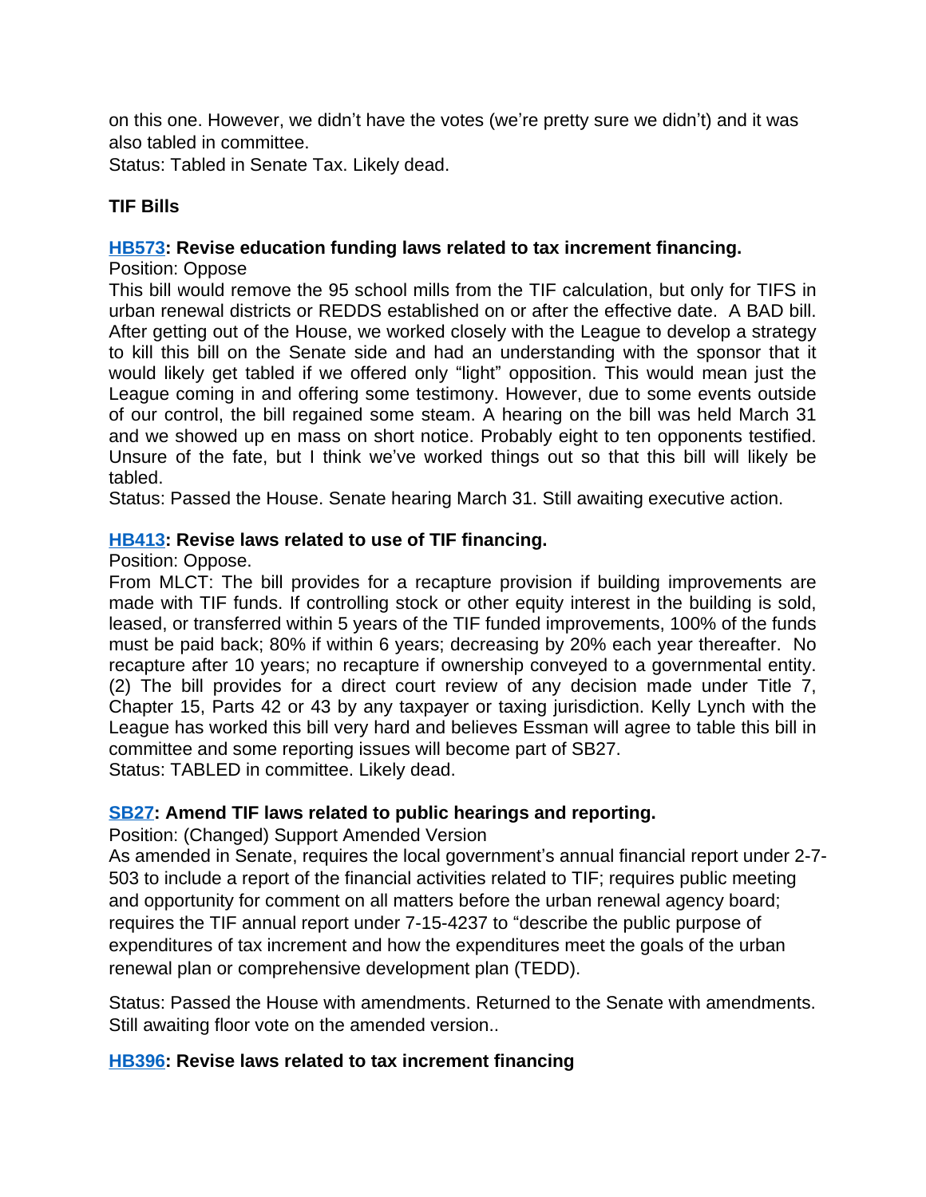on this one. However, we didn't have the votes (we're pretty sure we didn't) and it was also tabled in committee.
Status: Tabled in Senate Tax. Likely dead.

### TIF Bills

#### HB573: Revise education funding laws related to tax increment financing.

Position: Oppose

This bill would remove the 95 school mills from the TIF calculation, but only for TIFS in urban renewal districts or REDDS established on or after the effective date. A BAD bill. After getting out of the House, we worked closely with the League to develop a strategy to kill this bill on the Senate side and had an understanding with the sponsor that it would likely get tabled if we offered only "light" opposition. This would mean just the League coming in and offering some testimony. However, due to some events outside of our control, the bill regained some steam. A hearing on the bill was held March 31 and we showed up en mass on short notice. Probably eight to ten opponents testified. Unsure of the fate, but I think we've worked things out so that this bill will likely be tabled.

Status: Passed the House. Senate hearing March 31. Still awaiting executive action.

#### HB413: Revise laws related to use of TIF financing.

Position: Oppose.

From MLCT: The bill provides for a recapture provision if building improvements are made with TIF funds. If controlling stock or other equity interest in the building is sold, leased, or transferred within 5 years of the TIF funded improvements, 100% of the funds must be paid back; 80% if within 6 years; decreasing by 20% each year thereafter. No recapture after 10 years; no recapture if ownership conveyed to a governmental entity. (2) The bill provides for a direct court review of any decision made under Title 7, Chapter 15, Parts 42 or 43 by any taxpayer or taxing jurisdiction. Kelly Lynch with the League has worked this bill very hard and believes Essman will agree to table this bill in committee and some reporting issues will become part of SB27.

Status: TABLED in committee. Likely dead.

#### SB27: Amend TIF laws related to public hearings and reporting.

Position: (Changed) Support Amended Version

As amended in Senate, requires the local government's annual financial report under 2-7-503 to include a report of the financial activities related to TIF; requires public meeting and opportunity for comment on all matters before the urban renewal agency board; requires the TIF annual report under 7-15-4237 to "describe the public purpose of expenditures of tax increment and how the expenditures meet the goals of the urban renewal plan or comprehensive development plan (TEDD).

Status: Passed the House with amendments. Returned to the Senate with amendments. Still awaiting floor vote on the amended version..

#### HB396: Revise laws related to tax increment financing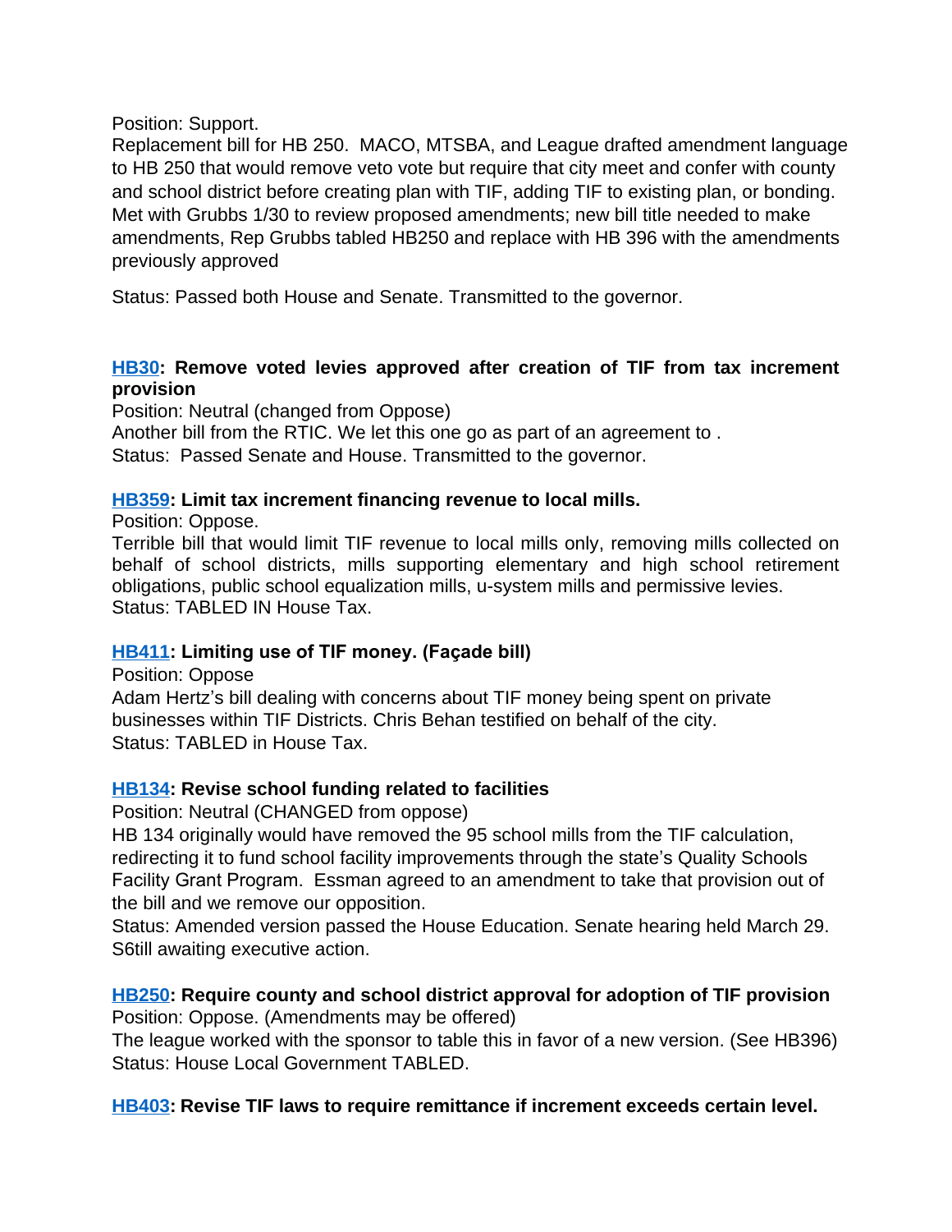Position: Support.
Replacement bill for HB 250. MACO, MTSBA, and League drafted amendment language to HB 250 that would remove veto vote but require that city meet and confer with county and school district before creating plan with TIF, adding TIF to existing plan, or bonding. Met with Grubbs 1/30 to review proposed amendments; new bill title needed to make amendments, Rep Grubbs tabled HB250 and replace with HB 396 with the amendments previously approved

Status: Passed both House and Senate. Transmitted to the governor.

**HB30: Remove voted levies approved after creation of TIF from tax increment provision**
Position: Neutral (changed from Oppose)
Another bill from the RTIC. We let this one go as part of an agreement to .
Status: Passed Senate and House. Transmitted to the governor.

**HB359: Limit tax increment financing revenue to local mills.**
Position: Oppose.
Terrible bill that would limit TIF revenue to local mills only, removing mills collected on behalf of school districts, mills supporting elementary and high school retirement obligations, public school equalization mills, u-system mills and permissive levies.
Status: TABLED IN House Tax.

**HB411: Limiting use of TIF money. (Façade bill)**
Position: Oppose
Adam Hertz's bill dealing with concerns about TIF money being spent on private businesses within TIF Districts. Chris Behan testified on behalf of the city.
Status: TABLED in House Tax.

**HB134: Revise school funding related to facilities**
Position: Neutral (CHANGED from oppose)
HB 134 originally would have removed the 95 school mills from the TIF calculation, redirecting it to fund school facility improvements through the state's Quality Schools Facility Grant Program. Essman agreed to an amendment to take that provision out of the bill and we remove our opposition.
Status: Amended version passed the House Education. Senate hearing held March 29. S6till awaiting executive action.

**HB250: Require county and school district approval for adoption of TIF provision**
Position: Oppose. (Amendments may be offered)
The league worked with the sponsor to table this in favor of a new version. (See HB396)
Status: House Local Government TABLED.

**HB403: Revise TIF laws to require remittance if increment exceeds certain level.**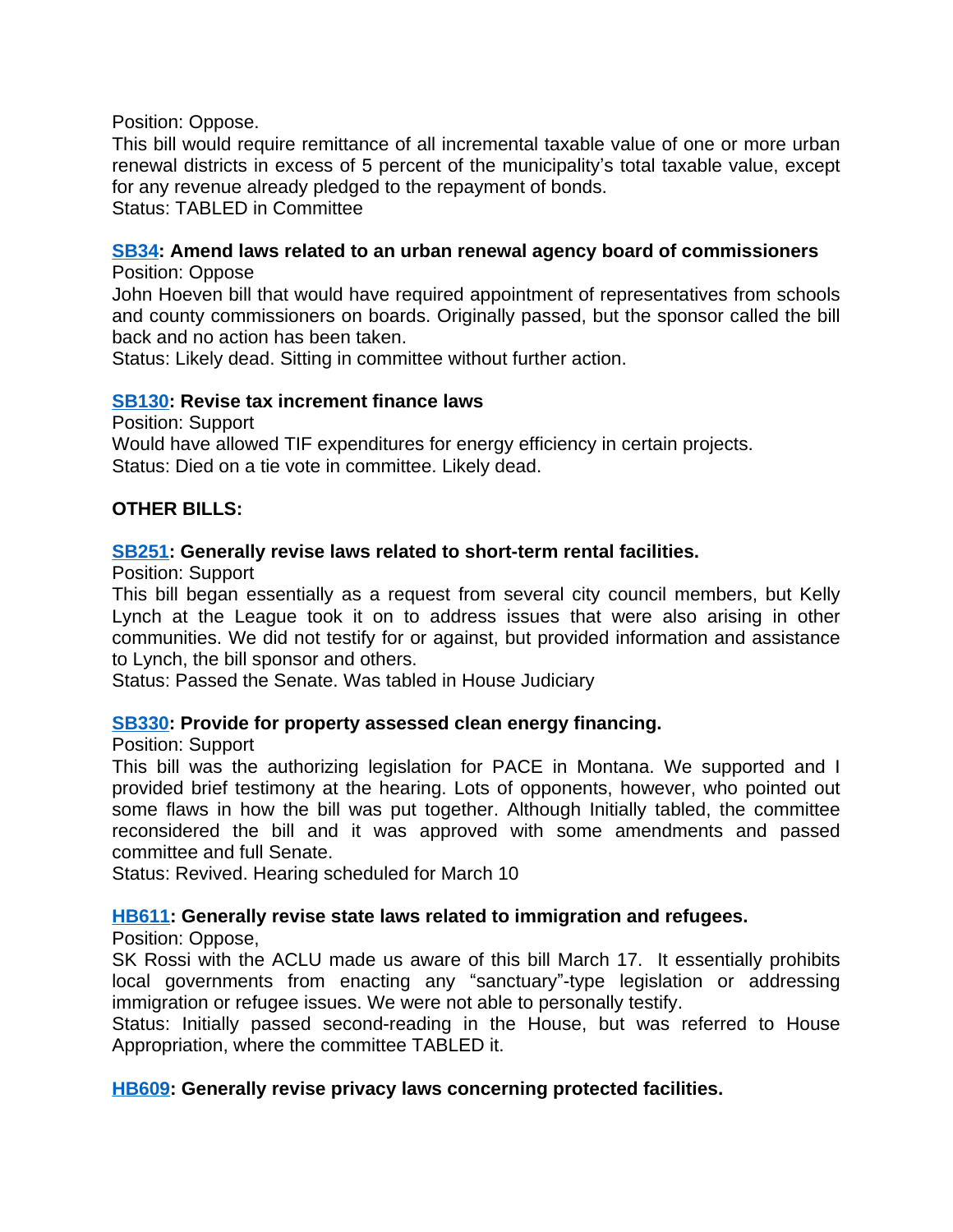Position: Oppose.
This bill would require remittance of all incremental taxable value of one or more urban renewal districts in excess of 5 percent of the municipality's total taxable value, except for any revenue already pledged to the repayment of bonds.
Status: TABLED in Committee

**SB34: Amend laws related to an urban renewal agency board of commissioners**
Position: Oppose
John Hoeven bill that would have required appointment of representatives from schools and county commissioners on boards. Originally passed, but the sponsor called the bill back and no action has been taken.
Status: Likely dead. Sitting in committee without further action.

**SB130: Revise tax increment finance laws**
Position: Support
Would have allowed TIF expenditures for energy efficiency in certain projects.
Status: Died on a tie vote in committee. Likely dead.

**OTHER BILLS:**

**SB251: Generally revise laws related to short-term rental facilities.**
Position: Support
This bill began essentially as a request from several city council members, but Kelly Lynch at the League took it on to address issues that were also arising in other communities. We did not testify for or against, but provided information and assistance to Lynch, the bill sponsor and others.
Status: Passed the Senate. Was tabled in House Judiciary

**SB330: Provide for property assessed clean energy financing.**
Position: Support
This bill was the authorizing legislation for PACE in Montana. We supported and I provided brief testimony at the hearing. Lots of opponents, however, who pointed out some flaws in how the bill was put together. Although Initially tabled, the committee reconsidered the bill and it was approved with some amendments and passed committee and full Senate.
Status: Revived. Hearing scheduled for March 10

**HB611: Generally revise state laws related to immigration and refugees.**
Position: Oppose,
SK Rossi with the ACLU made us aware of this bill March 17. It essentially prohibits local governments from enacting any "sanctuary"-type legislation or addressing immigration or refugee issues. We were not able to personally testify.
Status: Initially passed second-reading in the House, but was referred to House Appropriation, where the committee TABLED it.

**HB609: Generally revise privacy laws concerning protected facilities.**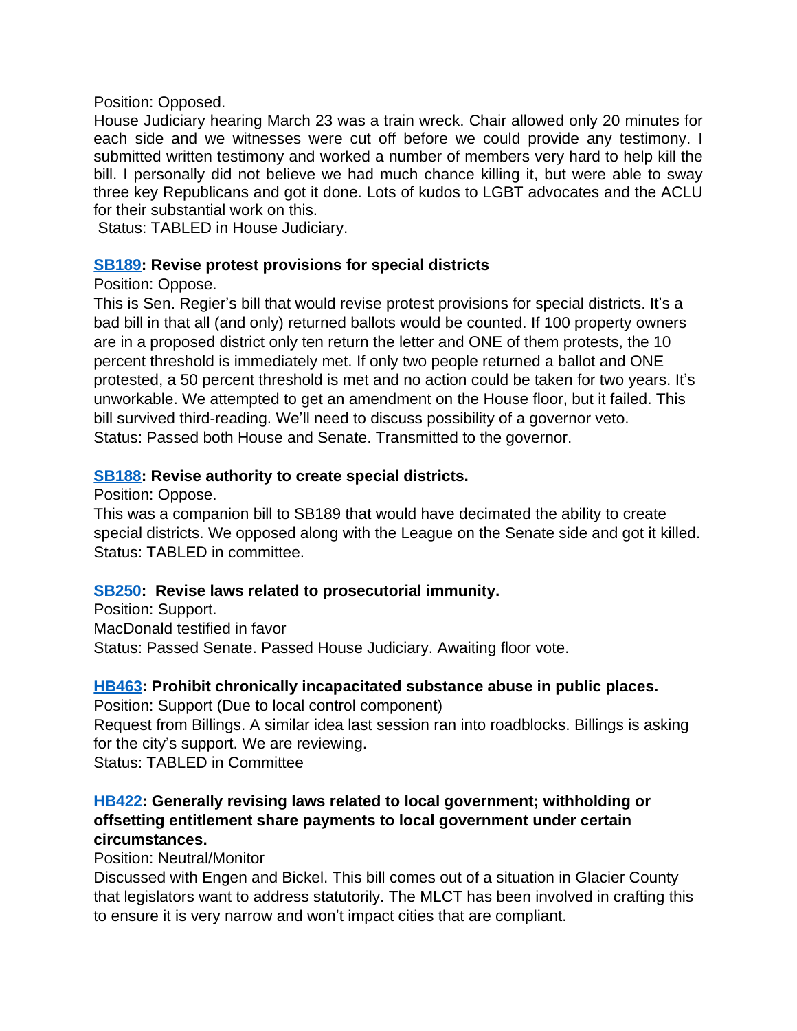Position: Opposed.

House Judiciary hearing March 23 was a train wreck. Chair allowed only 20 minutes for each side and we witnesses were cut off before we could provide any testimony. I submitted written testimony and worked a number of members very hard to help kill the bill. I personally did not believe we had much chance killing it, but were able to sway three key Republicans and got it done. Lots of kudos to LGBT advocates and the ACLU for their substantial work on this.

Status: TABLED in House Judiciary.

**SB189: Revise protest provisions for special districts**

Position: Oppose.

This is Sen. Regier's bill that would revise protest provisions for special districts. It's a bad bill in that all (and only) returned ballots would be counted. If 100 property owners are in a proposed district only ten return the letter and ONE of them protests, the 10 percent threshold is immediately met. If only two people returned a ballot and ONE protested, a 50 percent threshold is met and no action could be taken for two years. It's unworkable. We attempted to get an amendment on the House floor, but it failed. This bill survived third-reading. We'll need to discuss possibility of a governor veto.

Status: Passed both House and Senate. Transmitted to the governor.

**SB188: Revise authority to create special districts.**

Position: Oppose.

This was a companion bill to SB189 that would have decimated the ability to create special districts. We opposed along with the League on the Senate side and got it killed.

Status: TABLED in committee.

**SB250: Revise laws related to prosecutorial immunity.**

Position: Support.

MacDonald testified in favor

Status: Passed Senate. Passed House Judiciary. Awaiting floor vote.

**HB463: Prohibit chronically incapacitated substance abuse in public places.**

Position: Support (Due to local control component)

Request from Billings. A similar idea last session ran into roadblocks. Billings is asking for the city's support. We are reviewing.

Status: TABLED in Committee

**HB422: Generally revising laws related to local government; withholding or offsetting entitlement share payments to local government under certain circumstances.**

Position: Neutral/Monitor

Discussed with Engen and Bickel. This bill comes out of a situation in Glacier County that legislators want to address statutorily. The MLCT has been involved in crafting this to ensure it is very narrow and won't impact cities that are compliant.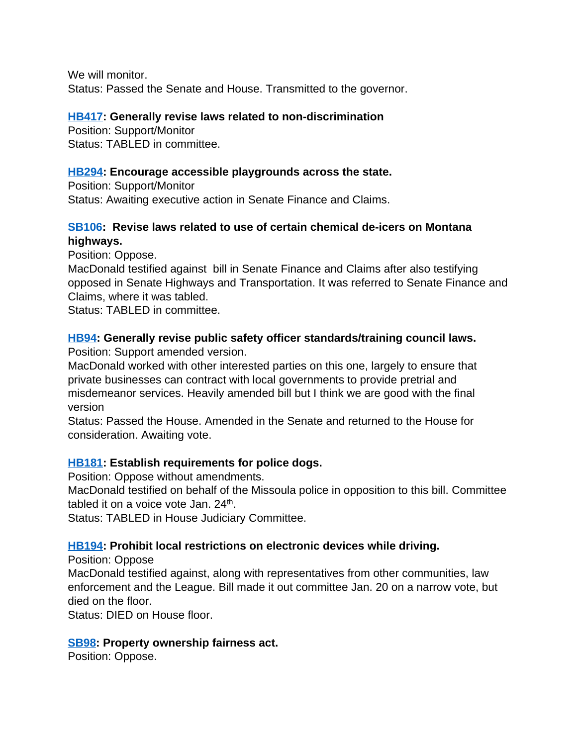We will monitor.
Status: Passed the Senate and House. Transmitted to the governor.

**HB417: Generally revise laws related to non-discrimination**
Position: Support/Monitor
Status: TABLED in committee.

**HB294: Encourage accessible playgrounds across the state.**
Position: Support/Monitor
Status: Awaiting executive action in Senate Finance and Claims.

**SB106: Revise laws related to use of certain chemical de-icers on Montana highways.**
Position: Oppose.
MacDonald testified against bill in Senate Finance and Claims after also testifying opposed in Senate Highways and Transportation. It was referred to Senate Finance and Claims, where it was tabled.
Status: TABLED in committee.

**HB94: Generally revise public safety officer standards/training council laws.**
Position: Support amended version.
MacDonald worked with other interested parties on this one, largely to ensure that private businesses can contract with local governments to provide pretrial and misdemeanor services. Heavily amended bill but I think we are good with the final version
Status: Passed the House. Amended in the Senate and returned to the House for consideration. Awaiting vote.

**HB181: Establish requirements for police dogs.**
Position: Oppose without amendments.
MacDonald testified on behalf of the Missoula police in opposition to this bill. Committee tabled it on a voice vote Jan. 24th.
Status: TABLED in House Judiciary Committee.

**HB194: Prohibit local restrictions on electronic devices while driving.**
Position: Oppose
MacDonald testified against, along with representatives from other communities, law enforcement and the League. Bill made it out committee Jan. 20 on a narrow vote, but died on the floor.
Status: DIED on House floor.

**SB98: Property ownership fairness act.**
Position: Oppose.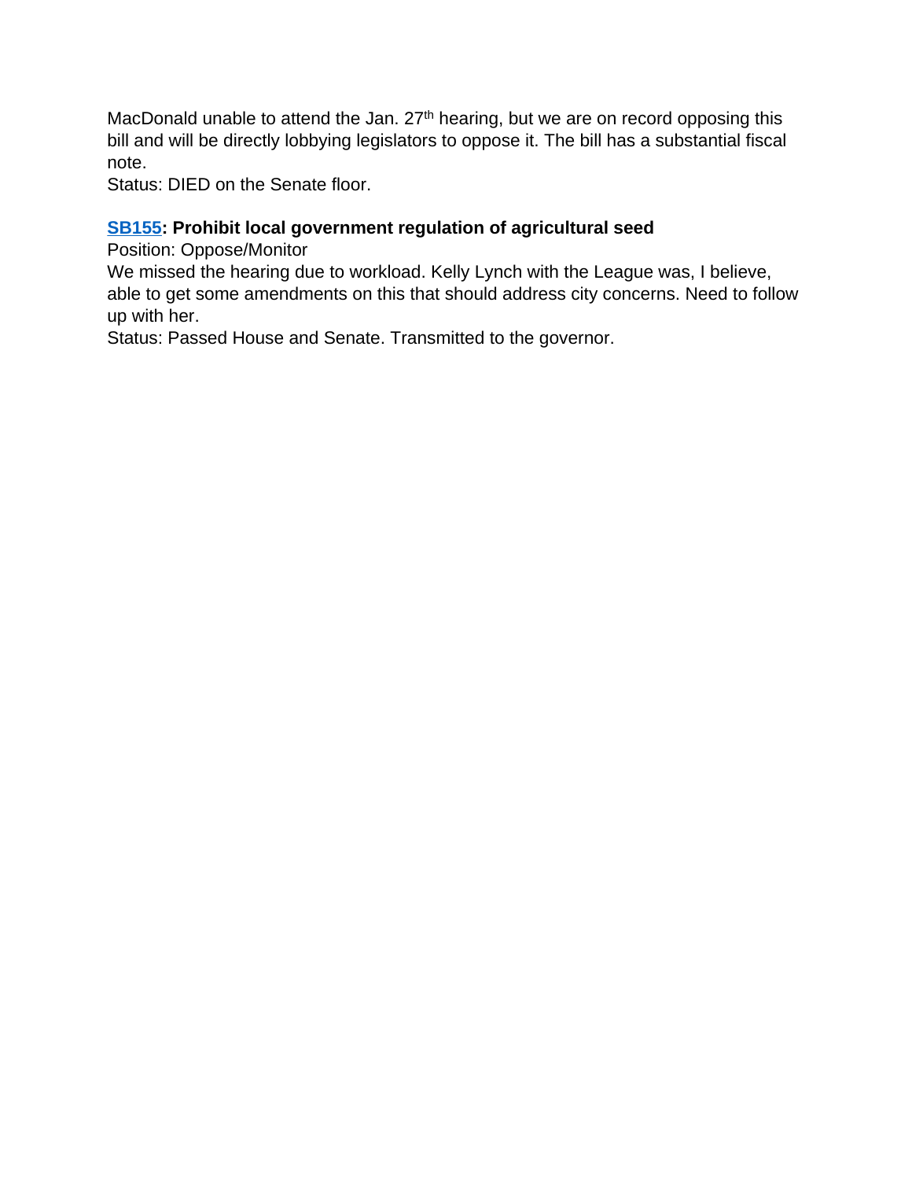MacDonald unable to attend the Jan. 27th hearing, but we are on record opposing this bill and will be directly lobbying legislators to oppose it. The bill has a substantial fiscal note.
Status: DIED on the Senate floor.

**SB155: Prohibit local government regulation of agricultural seed**
Position: Oppose/Monitor
We missed the hearing due to workload. Kelly Lynch with the League was, I believe, able to get some amendments on this that should address city concerns. Need to follow up with her.
Status: Passed House and Senate. Transmitted to the governor.